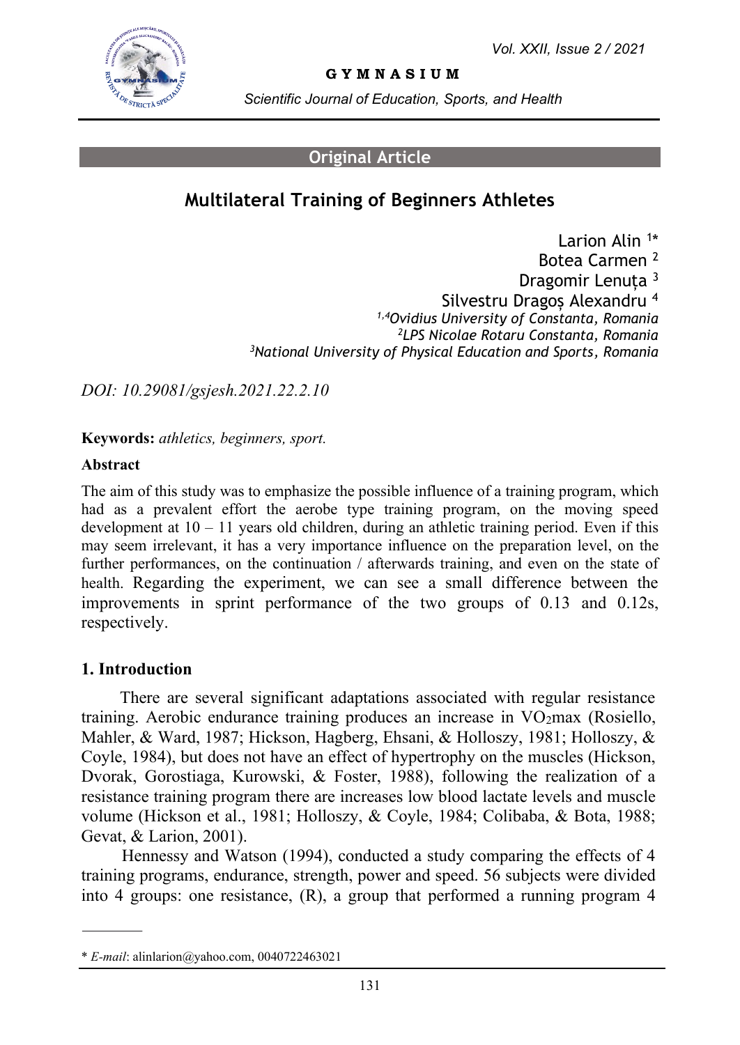Original Article

# Multilateral Training of Beginners Athletes

Larion Alin [1*]
Botea Carmen [2]
Dragomir Lenuța [3]
Silvestru Dragoș Alexandru [4]

*[1,4]Ovidius University of Constanta, Romania*
*[2]LPS Nicolae Rotaru Constanta, Romania*
*[3]National University of Physical Education and Sports, Romania*

*DOI: 10.29081/gsjesh.2021.22.2.10*

**Keywords:** *athletics, beginners, sport.*

**Abstract**

The aim of this study was to emphasize the possible influence of a training program, which had as a prevalent effort the aerobe type training program, on the moving speed development at 10 – 11 years old children, during an athletic training period. Even if this may seem irrelevant, it has a very importance influence on the preparation level, on the further performances, on the continuation / afterwards training, and even on the state of health. Regarding the experiment, we can see a small difference between the improvements in sprint performance of the two groups of 0.13 and 0.12s, respectively.

## 1. Introduction

There are several significant adaptations associated with regular resistance training. Aerobic endurance training produces an increase in $VO_2$max (Rosiello, Mahler, & Ward, 1987; Hickson, Hagberg, Ehsani, & Holloszy, 1981; Holloszy, & Coyle, 1984), but does not have an effect of hypertrophy on the muscles (Hickson, Dvorak, Gorostiaga, Kurowski, & Foster, 1988), following the realization of a resistance training program there are increases low blood lactate levels and muscle volume (Hickson et al., 1981; Holloszy, & Coyle, 1984; Colibaba, & Bota, 1988; Gevat, & Larion, 2001).

Hennessy and Watson (1994), conducted a study comparing the effects of 4 training programs, endurance, strength, power and speed. 56 subjects were divided into 4 groups: one resistance, (R), a group that performed a running program 4

---

\* *E-mail*: alinlarion@yahoo.com, 0040722463021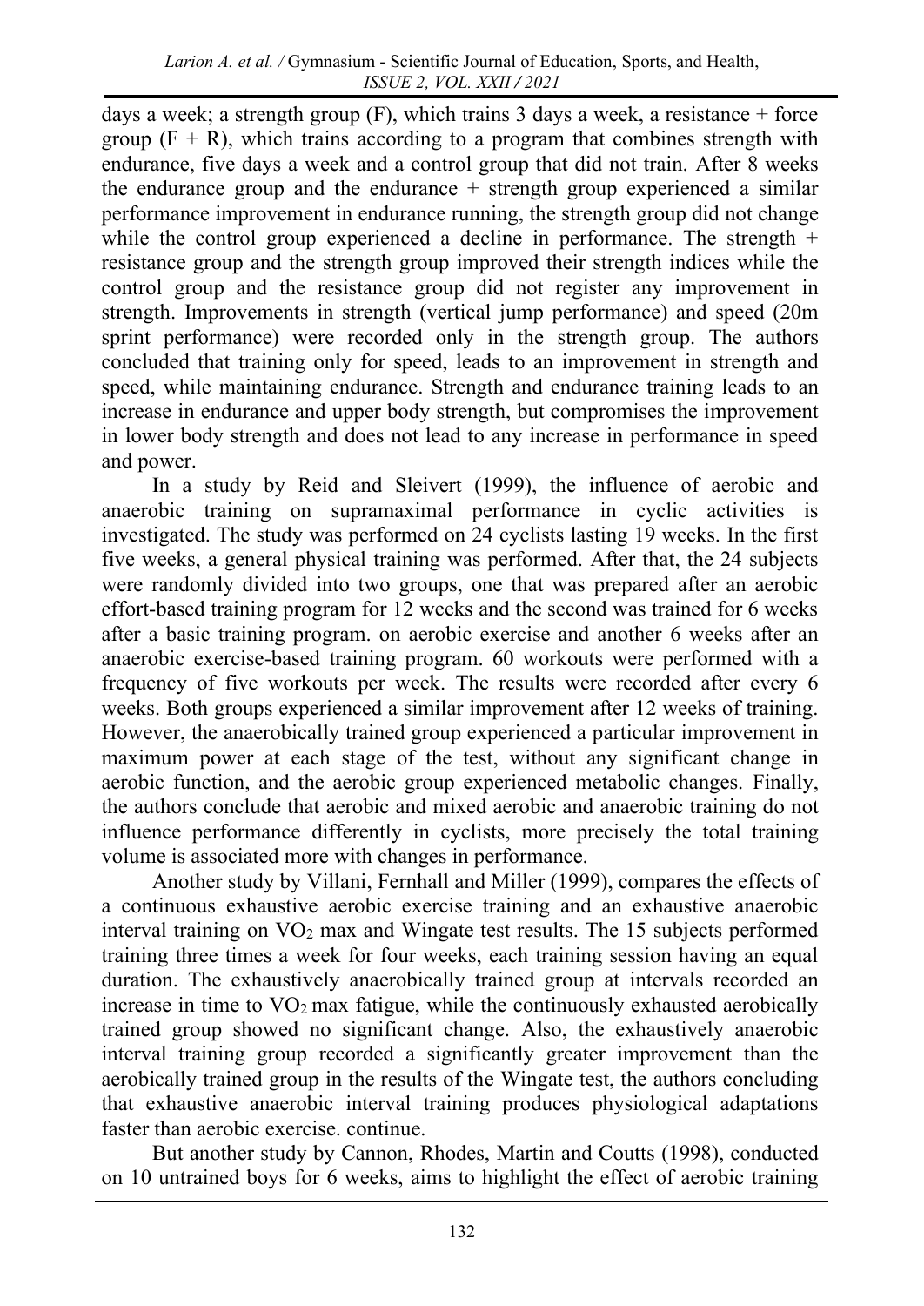days a week; a strength group (F), which trains 3 days a week, a resistance + force group (F + R), which trains according to a program that combines strength with endurance, five days a week and a control group that did not train. After 8 weeks the endurance group and the endurance + strength group experienced a similar performance improvement in endurance running, the strength group did not change while the control group experienced a decline in performance. The strength + resistance group and the strength group improved their strength indices while the control group and the resistance group did not register any improvement in strength. Improvements in strength (vertical jump performance) and speed (20m sprint performance) were recorded only in the strength group. The authors concluded that training only for speed, leads to an improvement in strength and speed, while maintaining endurance. Strength and endurance training leads to an increase in endurance and upper body strength, but compromises the improvement in lower body strength and does not lead to any increase in performance in speed and power.

In a study by Reid and Sleivert (1999), the influence of aerobic and anaerobic training on supramaximal performance in cyclic activities is investigated. The study was performed on 24 cyclists lasting 19 weeks. In the first five weeks, a general physical training was performed. After that, the 24 subjects were randomly divided into two groups, one that was prepared after an aerobic effort-based training program for 12 weeks and the second was trained for 6 weeks after a basic training program. on aerobic exercise and another 6 weeks after an anaerobic exercise-based training program. 60 workouts were performed with a frequency of five workouts per week. The results were recorded after every 6 weeks. Both groups experienced a similar improvement after 12 weeks of training. However, the anaerobically trained group experienced a particular improvement in maximum power at each stage of the test, without any significant change in aerobic function, and the aerobic group experienced metabolic changes. Finally, the authors conclude that aerobic and mixed aerobic and anaerobic training do not influence performance differently in cyclists, more precisely the total training volume is associated more with changes in performance.

Another study by Villani, Fernhall and Miller (1999), compares the effects of a continuous exhaustive aerobic exercise training and an exhaustive anaerobic interval training on $VO_2$ max and Wingate test results. The 15 subjects performed training three times a week for four weeks, each training session having an equal duration. The exhaustively anaerobically trained group at intervals recorded an increase in time to $VO_2$ max fatigue, while the continuously exhausted aerobically trained group showed no significant change. Also, the exhaustively anaerobic interval training group recorded a significantly greater improvement than the aerobically trained group in the results of the Wingate test, the authors concluding that exhaustive anaerobic interval training produces physiological adaptations faster than aerobic exercise. continue.

But another study by Cannon, Rhodes, Martin and Coutts (1998), conducted on 10 untrained boys for 6 weeks, aims to highlight the effect of aerobic training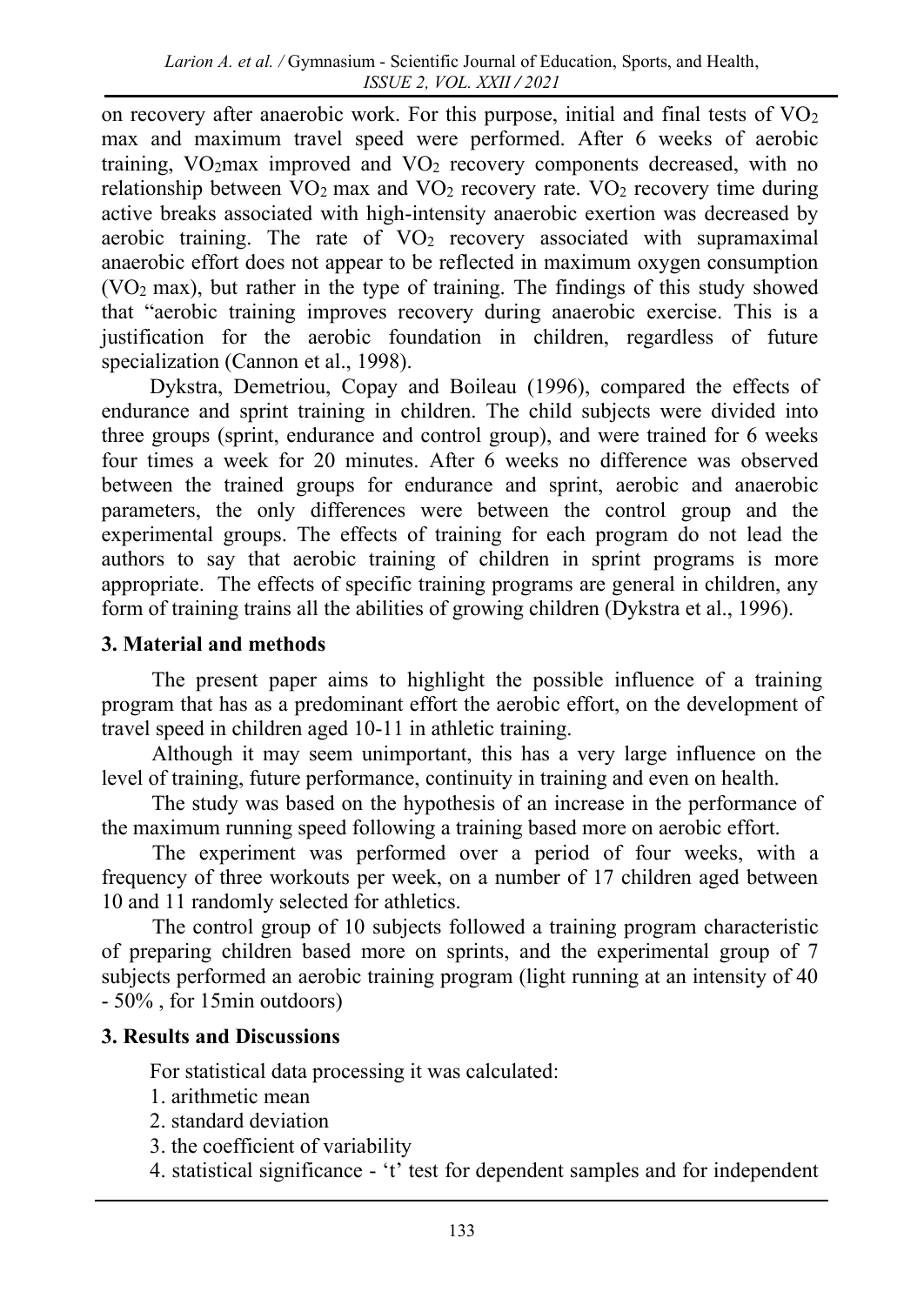on recovery after anaerobic work. For this purpose, initial and final tests of $VO_2$ max and maximum travel speed were performed. After 6 weeks of aerobic training, $VO_2$max improved and $VO_2$ recovery components decreased, with no relationship between $VO_2$ max and $VO_2$ recovery rate. $VO_2$ recovery time during active breaks associated with high-intensity anaerobic exertion was decreased by aerobic training. The rate of $VO_2$ recovery associated with supramaximal anaerobic effort does not appear to be reflected in maximum oxygen consumption ($VO_2$ max), but rather in the type of training. The findings of this study showed that "aerobic training improves recovery during anaerobic exercise. This is a justification for the aerobic foundation in children, regardless of future specialization (Cannon et al., 1998).

Dykstra, Demetriou, Copay and Boileau (1996), compared the effects of endurance and sprint training in children. The child subjects were divided into three groups (sprint, endurance and control group), and were trained for 6 weeks four times a week for 20 minutes. After 6 weeks no difference was observed between the trained groups for endurance and sprint, aerobic and anaerobic parameters, the only differences were between the control group and the experimental groups. The effects of training for each program do not lead the authors to say that aerobic training of children in sprint programs is more appropriate. The effects of specific training programs are general in children, any form of training trains all the abilities of growing children (Dykstra et al., 1996).

## 3. Material and methods

The present paper aims to highlight the possible influence of a training program that has as a predominant effort the aerobic effort, on the development of travel speed in children aged 10-11 in athletic training.

Although it may seem unimportant, this has a very large influence on the level of training, future performance, continuity in training and even on health.

The study was based on the hypothesis of an increase in the performance of the maximum running speed following a training based more on aerobic effort.

The experiment was performed over a period of four weeks, with a frequency of three workouts per week, on a number of 17 children aged between 10 and 11 randomly selected for athletics.

The control group of 10 subjects followed a training program characteristic of preparing children based more on sprints, and the experimental group of 7 subjects performed an aerobic training program (light running at an intensity of 40 - 50% , for 15min outdoors)

## 3. Results and Discussions

For statistical data processing it was calculated:

1. arithmetic mean
2. standard deviation
3. the coefficient of variability
4. statistical significance - 't' test for dependent samples and for independent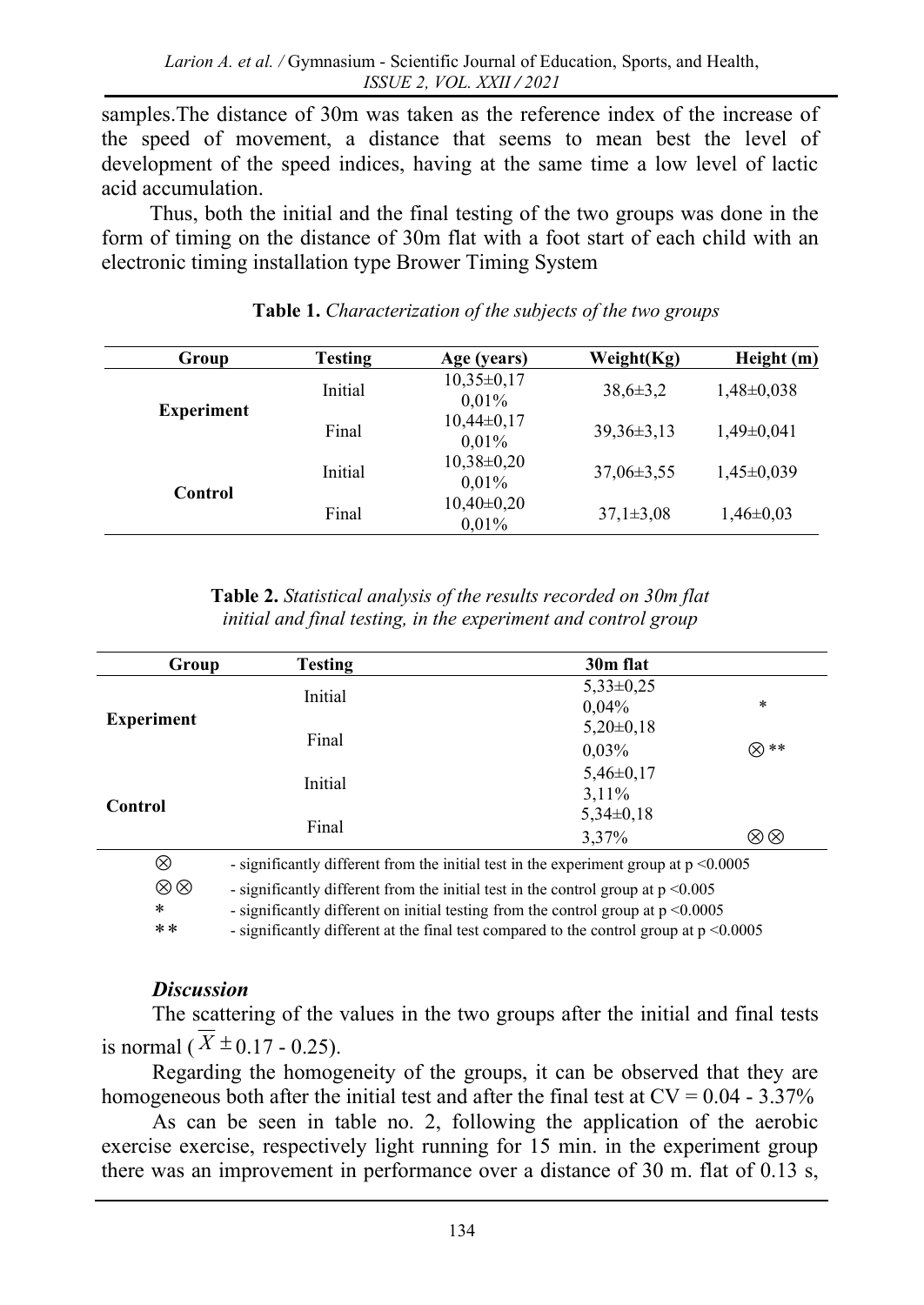samples.The distance of 30m was taken as the reference index of the increase of the speed of movement, a distance that seems to mean best the level of development of the speed indices, having at the same time a low level of lactic acid accumulation.

Thus, both the initial and the final testing of the two groups was done in the form of timing on the distance of 30m flat with a foot start of each child with an electronic timing installation type Brower Timing System

**Table 1.** *Characterization of the subjects of the two groups*

| Group | Testing | Age (years) | Weight(Kg) | Height (m) |
|---|---|---|---|---|
| Experiment | Initial | 10,35±0,17 0,01% | 38,6±3,2 | 1,48±0,038 |
| | Final | 10,44±0,17 0,01% | 39,36±3,13 | 1,49±0,041 |
| Control | Initial | 10,38±0,20 0,01% | 37,06±3,55 | 1,45±0,039 |
| | Final | 10,40±0,20 0,01% | 37,1±3,08 | 1,46±0,03 |

**Table 2.** *Statistical analysis of the results recorded on 30m flat initial and final testing, in the experiment and control group*

| Group | Testing | 30m flat | |
|---|---|---|---|
| Experiment | Initial | 5,33±0,25 0,04% | * |
| | Final | 5,20±0,18 0,03% | ⊗ ** |
| Control | Initial | 5,46±0,17 3,11% | |
| | Final | 5,34±0,18 3,37% | ⊗⊗ |

⊗ - significantly different from the initial test in the experiment group at p <0.0005

⊗⊗ - significantly different from the initial test in the control group at p <0.005

\* - significantly different on initial testing from the control group at p <0.0005

** - significantly different at the final test compared to the control group at p <0.0005

### *Discussion*

The scattering of the values in the two groups after the initial and final tests is normal ($\overline{X} \pm$ 0.17 - 0.25).

Regarding the homogeneity of the groups, it can be observed that they are homogeneous both after the initial test and after the final test at CV = 0.04 - 3.37%

As can be seen in table no. 2, following the application of the aerobic exercise exercise, respectively light running for 15 min. in the experiment group there was an improvement in performance over a distance of 30 m. flat of 0.13 s,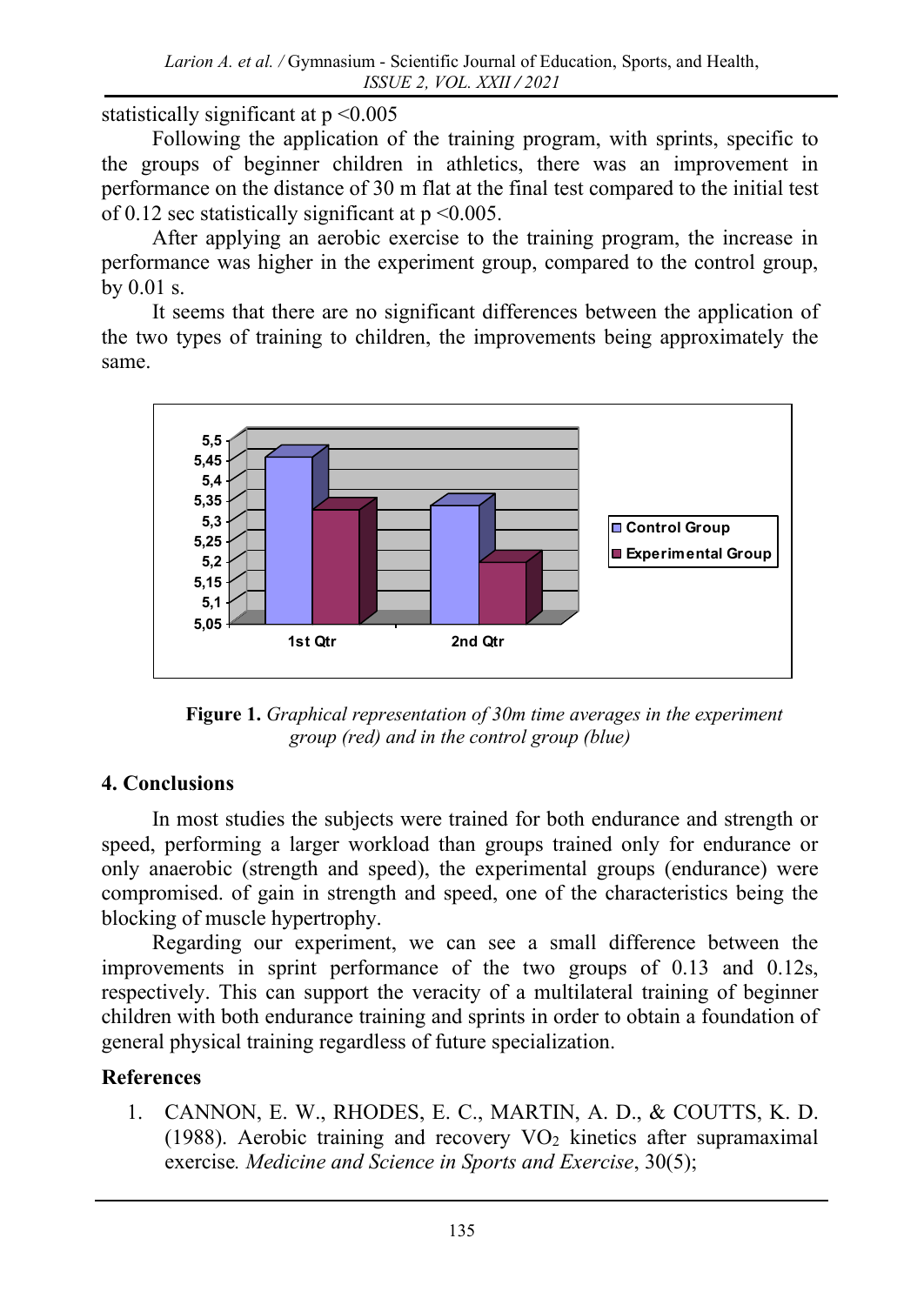statistically significant at $p < 0.005$

Following the application of the training program, with sprints, specific to the groups of beginner children in athletics, there was an improvement in performance on the distance of 30 m flat at the final test compared to the initial test of 0.12 sec statistically significant at $p < 0.005$.

After applying an aerobic exercise to the training program, the increase in performance was higher in the experiment group, compared to the control group, by 0.01 s.

It seems that there are no significant differences between the application of the two types of training to children, the improvements being approximately the same.

**Figure 1.** *Graphical representation of 30m time averages in the experiment group (red) and in the control group (blue)*

## 4. Conclusions

In most studies the subjects were trained for both endurance and strength or speed, performing a larger workload than groups trained only for endurance or only anaerobic (strength and speed), the experimental groups (endurance) were compromised. of gain in strength and speed, one of the characteristics being the blocking of muscle hypertrophy.

Regarding our experiment, we can see a small difference between the improvements in sprint performance of the two groups of 0.13 and 0.12s, respectively. This can support the veracity of a multilateral training of beginner children with both endurance training and sprints in order to obtain a foundation of general physical training regardless of future specialization.

## References

1. CANNON, E. W., RHODES, E. C., MARTIN, A. D., & COUTTS, K. D. (1988). Aerobic training and recovery $VO_2$ kinetics after supramaximal exercise. *Medicine and Science in Sports and Exercise*, 30(5);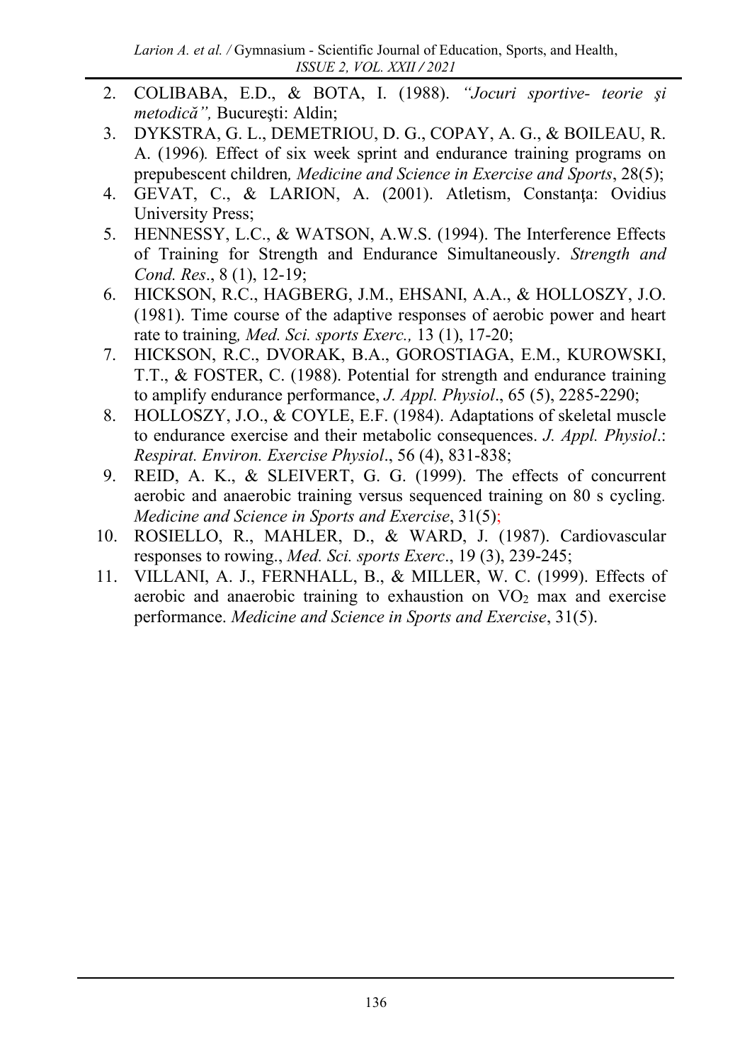2. COLIBABA, E.D., & BOTA, I. (1988). *"Jocuri sportive- teorie şi metodică",* Bucureşti: Aldin;
3. DYKSTRA, G. L., DEMETRIOU, D. G., COPAY, A. G., & BOILEAU, R. A. (1996)*.* Effect of six week sprint and endurance training programs on prepubescent children*, Medicine and Science in Exercise and Sports*, 28(5);
4. GEVAT, C., & LARION, A. (2001). Atletism, Constanţa: Ovidius University Press;
5. HENNESSY, L.C., & WATSON, A.W.S. (1994). The Interference Effects of Training for Strength and Endurance Simultaneously. *Strength and Cond. Res*., 8 (1), 12-19;
6. HICKSON, R.C., HAGBERG, J.M., EHSANI, A.A., & HOLLOSZY, J.O. (1981). Time course of the adaptive responses of aerobic power and heart rate to training*, Med. Sci. sports Exerc.,* 13 (1), 17-20;
7. HICKSON, R.C., DVORAK, B.A., GOROSTIAGA, E.M., KUROWSKI, T.T., & FOSTER, C. (1988). Potential for strength and endurance training to amplify endurance performance, *J. Appl. Physiol*., 65 (5), 2285-2290;
8. HOLLOSZY, J.O., & COYLE, E.F. (1984). Adaptations of skeletal muscle to endurance exercise and their metabolic consequences. *J. Appl. Physiol*.: *Respirat. Environ. Exercise Physiol*., 56 (4), 831-838;
9. REID, A. K., & SLEIVERT, G. G. (1999). The effects of concurrent aerobic and anaerobic training versus sequenced training on 80 s cycling. *Medicine and Science in Sports and Exercise*, 31(5);
10. ROSIELLO, R., MAHLER, D., & WARD, J. (1987). Cardiovascular responses to rowing., *Med. Sci. sports Exerc*., 19 (3), 239-245;
11. VILLANI, A. J., FERNHALL, B., & MILLER, W. C. (1999). Effects of aerobic and anaerobic training to exhaustion on $VO_2$ max and exercise performance. *Medicine and Science in Sports and Exercise*, 31(5).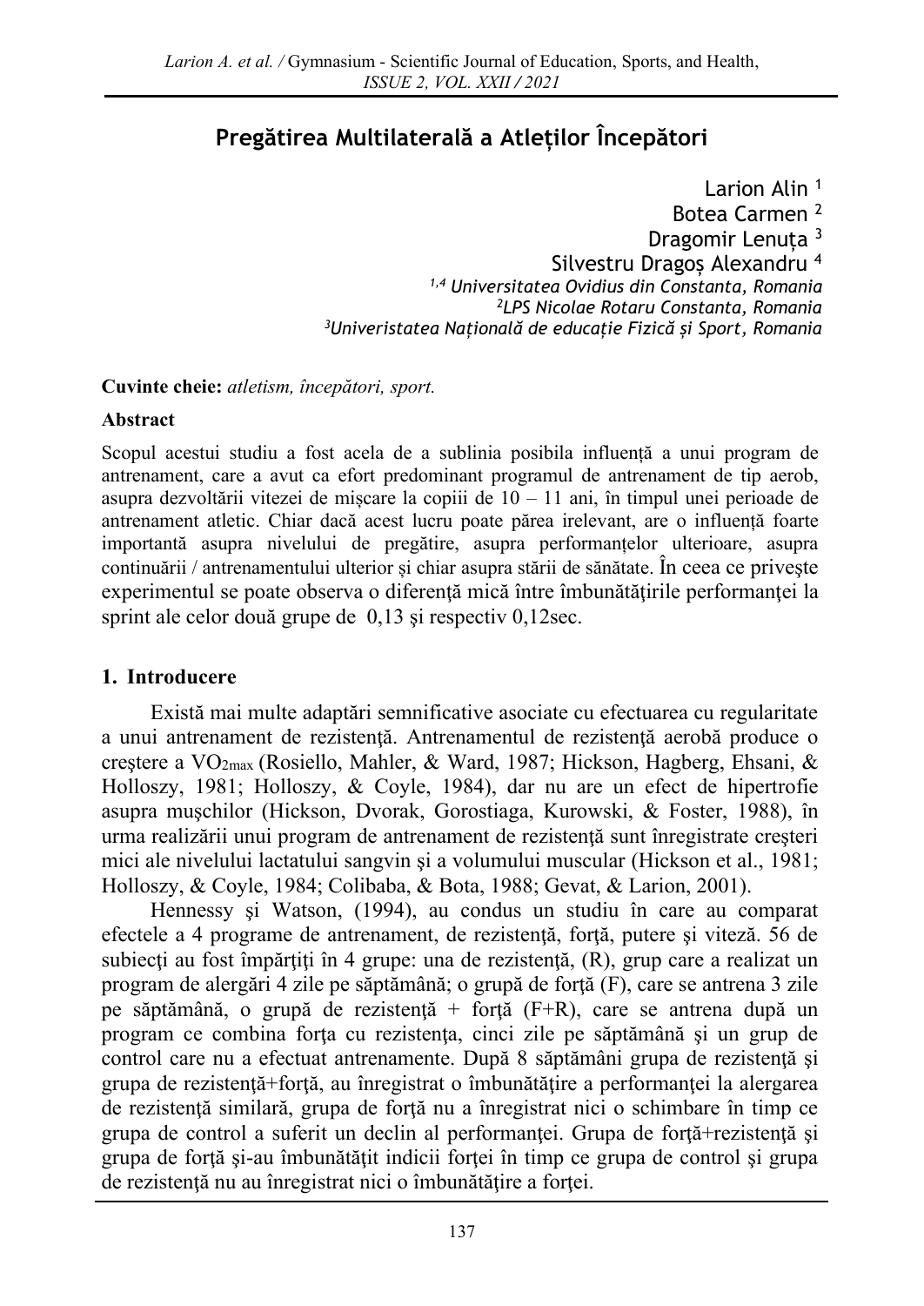# Pregătirea Multilaterală a Atleților Începători

Larion Alin [1]
Botea Carmen [2]
Dragomir Lenuța [3]
Silvestru Dragoș Alexandru [4]

*[1,4] Universitatea Ovidius din Constanta, Romania*
*[2] LPS Nicolae Rotaru Constanta, Romania*
*[3] Univeristatea Națională de educație Fizică și Sport, Romania*

**Cuvinte cheie:** *atletism, începători, sport.*

**Abstract**

Scopul acestui studiu a fost acela de a sublinia posibila influență a unui program de antrenament, care a avut ca efort predominant programul de antrenament de tip aerob, asupra dezvoltării vitezei de mișcare la copiii de 10 – 11 ani, în timpul unei perioade de antrenament atletic. Chiar dacă acest lucru poate părea irelevant, are o influență foarte importantă asupra nivelului de pregătire, asupra performanțelor ulterioare, asupra continuării / antrenamentului ulterior și chiar asupra stării de sănătate. În ceea ce priveşte experimentul se poate observa o diferenţă mică între îmbunătățirile performanţei la sprint ale celor două grupe de 0,13 şi respectiv 0,12sec.

## 1. Introducere

Există mai multe adaptări semnificative asociate cu efectuarea cu regularitate a unui antrenament de rezistenţă. Antrenamentul de rezistenţă aerobă produce o creştere a $VO_{2max}$ (Rosiello, Mahler, & Ward, 1987; Hickson, Hagberg, Ehsani, & Holloszy, 1981; Holloszy, & Coyle, 1984), dar nu are un efect de hipertrofie asupra muşchilor (Hickson, Dvorak, Gorostiaga, Kurowski, & Foster, 1988), în urma realizării unui program de antrenament de rezistenţă sunt înregistrate creşteri mici ale nivelului lactatului sangvin şi a volumului muscular (Hickson et al., 1981; Holloszy, & Coyle, 1984; Colibaba, & Bota, 1988; Gevat, & Larion, 2001).

Hennessy şi Watson, (1994), au condus un studiu în care au comparat efectele a 4 programe de antrenament, de rezistenţă, forţă, putere şi viteză. 56 de subiecţi au fost împărţiţi în 4 grupe: una de rezistenţă, (R), grup care a realizat un program de alergări 4 zile pe săptămână; o grupă de forţă (F), care se antrena 3 zile pe săptămână, o grupă de rezistenţă + forţă (F+R), care se antrena după un program ce combina forţa cu rezistenţa, cinci zile pe săptămână şi un grup de control care nu a efectuat antrenamente. După 8 săptămâni grupa de rezistenţă şi grupa de rezistenţă+forţă, au înregistrat o îmbunătăţire a performanţei la alergarea de rezistenţă similară, grupa de forţă nu a înregistrat nici o schimbare în timp ce grupa de control a suferit un declin al performanţei. Grupa de forţă+rezistenţă şi grupa de forţă şi-au îmbunătăţit indicii forţei în timp ce grupa de control şi grupa de rezistenţă nu au înregistrat nici o îmbunătăţire a forţei.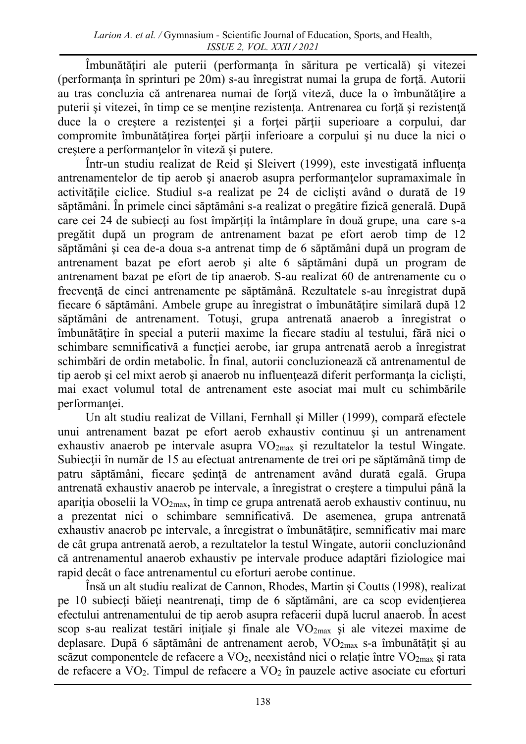Îmbunătăţiri ale puterii (performanţa în săritura pe verticală) şi vitezei (performanţa în sprinturi pe 20m) s-au înregistrat numai la grupa de forţă. Autorii au tras concluzia că antrenarea numai de forţă viteză, duce la o îmbunătăţire a puterii şi vitezei, în timp ce se menţine rezistenţa. Antrenarea cu forţă şi rezistenţă duce la o creştere a rezistenţei şi a forţei părţii superioare a corpului, dar compromite îmbunătăţirea forţei părţii inferioare a corpului şi nu duce la nici o creştere a performanţelor în viteză şi putere.

Într-un studiu realizat de Reid și Sleivert (1999), este investigată influenţa antrenamentelor de tip aerob şi anaerob asupra performanţelor supramaximale în activităţile ciclice. Studiul s-a realizat pe 24 de ciclişti având o durată de 19 săptămâni. În primele cinci săptămâni s-a realizat o pregătire fizică generală. După care cei 24 de subiecţi au fost împărţiţi la întâmplare în două grupe, una care s-a pregătit după un program de antrenament bazat pe efort aerob timp de 12 săptămâni şi cea de-a doua s-a antrenat timp de 6 săptămâni după un program de antrenament bazat pe efort aerob şi alte 6 săptămâni după un program de antrenament bazat pe efort de tip anaerob. S-au realizat 60 de antrenamente cu o frecvenţă de cinci antrenamente pe săptămână. Rezultatele s-au înregistrat după fiecare 6 săptămâni. Ambele grupe au înregistrat o îmbunătăţire similară după 12 săptămâni de antrenament. Totuşi, grupa antrenată anaerob a înregistrat o îmbunătăţire în special a puterii maxime la fiecare stadiu al testului, fără nici o schimbare semnificativă a funcţiei aerobe, iar grupa antrenată aerob a înregistrat schimbări de ordin metabolic. În final, autorii concluzionează că antrenamentul de tip aerob şi cel mixt aerob şi anaerob nu influenţează diferit performanţa la ciclişti, mai exact volumul total de antrenament este asociat mai mult cu schimbările performanţei.

Un alt studiu realizat de Villani, Fernhall şi Miller (1999), compară efectele unui antrenament bazat pe efort aerob exhaustiv continuu şi un antrenament exhaustiv anaerob pe intervale asupra $VO_{2max}$ şi rezultatelor la testul Wingate. Subiecţii în număr de 15 au efectuat antrenamente de trei ori pe săptămână timp de patru săptămâni, fiecare şedinţă de antrenament având durată egală. Grupa antrenată exhaustiv anaerob pe intervale, a înregistrat o creştere a timpului până la apariţia oboselii la $VO_{2max}$, în timp ce grupa antrenată aerob exhaustiv continuu, nu a prezentat nici o schimbare semnificativă. De asemenea, grupa antrenată exhaustiv anaerob pe intervale, a înregistrat o îmbunătăţire, semnificativ mai mare de cât grupa antrenată aerob, a rezultatelor la testul Wingate, autorii concluzionând că antrenamentul anaerob exhaustiv pe intervale produce adaptări fiziologice mai rapid decât o face antrenamentul cu eforturi aerobe continue.

Însă un alt studiu realizat de Cannon, Rhodes, Martin şi Coutts (1998), realizat pe 10 subiecţi băieţi neantrenaţi, timp de 6 săptămâni, are ca scop evidenţierea efectului antrenamentului de tip aerob asupra refacerii după lucrul anaerob. În acest scop s-au realizat testări iniţiale şi finale ale $VO_{2max}$ şi ale vitezei maxime de deplasare. După 6 săptămâni de antrenament aerob, $VO_{2max}$ s-a îmbunătăţit şi au scăzut componentele de refacere a $VO_2$, neexistând nici o relaţie între $VO_{2max}$ şi rata de refacere a $VO_2$. Timpul de refacere a $VO_2$ în pauzele active asociate cu eforturi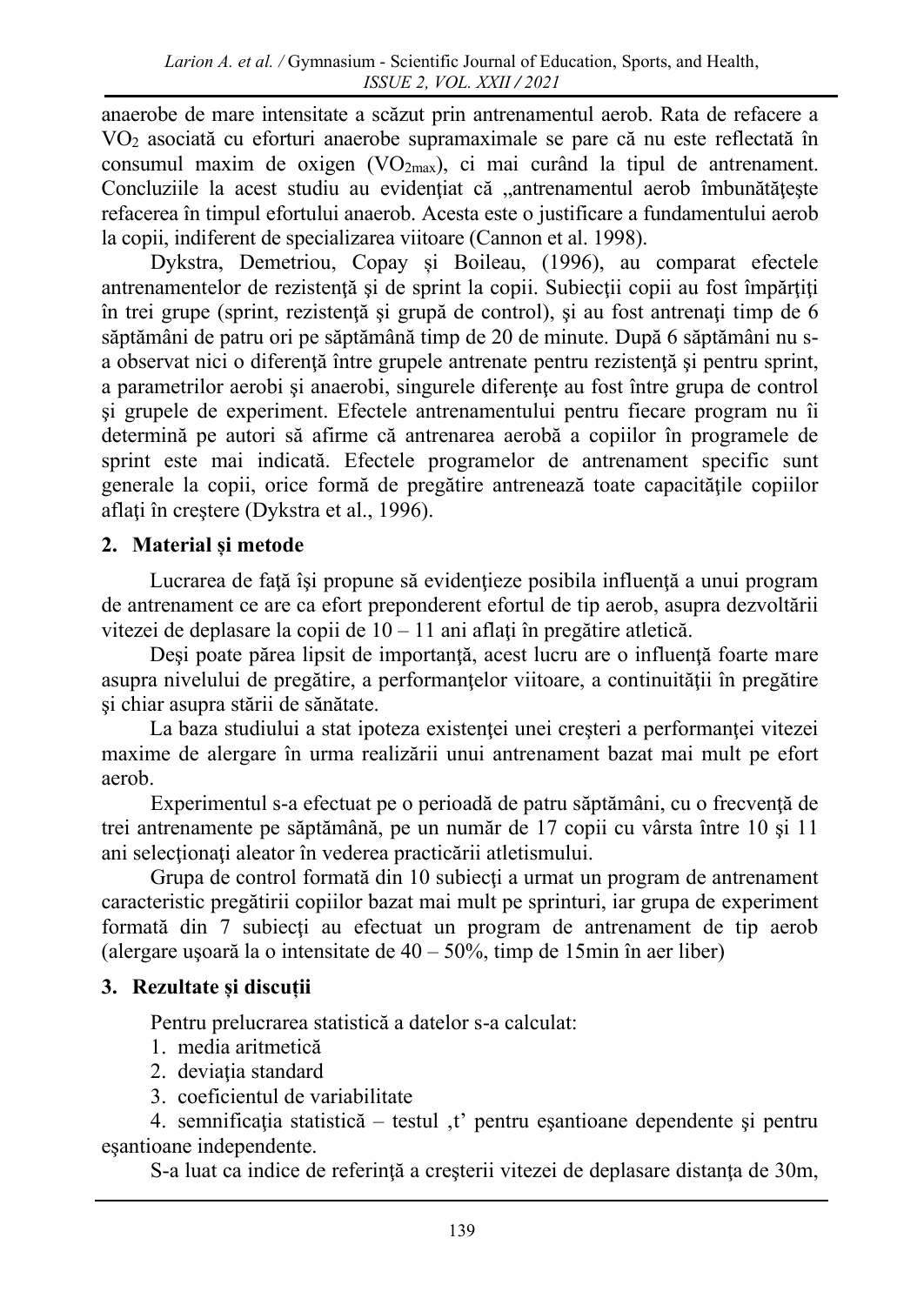anaerobe de mare intensitate a scăzut prin antrenamentul aerob. Rata de refacere a $VO_2$ asociată cu eforturi anaerobe supramaximale se pare că nu este reflectată în consumul maxim de oxigen ($VO_{2max}$), ci mai curând la tipul de antrenament. Concluziile la acest studiu au evidenţiat că „antrenamentul aerob îmbunătăţeşte refacerea în timpul efortului anaerob. Acesta este o justificare a fundamentului aerob la copii, indiferent de specializarea viitoare (Cannon et al. 1998).

Dykstra, Demetriou, Copay şi Boileau, (1996), au comparat efectele antrenamentelor de rezistenţă şi de sprint la copii. Subiecţii copii au fost împărţiţi în trei grupe (sprint, rezistenţă şi grupă de control), şi au fost antrenaţi timp de 6 săptămâni de patru ori pe săptămână timp de 20 de minute. După 6 săptămâni nu s-a observat nici o diferenţă între grupele antrenate pentru rezistenţă şi pentru sprint, a parametrilor aerobi şi anaerobi, singurele diferenţe au fost între grupa de control şi grupele de experiment. Efectele antrenamentului pentru fiecare program nu îi determină pe autori să afirme că antrenarea aerobă a copiilor în programele de sprint este mai indicată. Efectele programelor de antrenament specific sunt generale la copii, orice formă de pregătire antrenează toate capacităţile copiilor aflaţi în creştere (Dykstra et al., 1996).

## 2. Material și metode

Lucrarea de faţă îşi propune să evidenţieze posibila influenţă a unui program de antrenament ce are ca efort preponderent efortul de tip aerob, asupra dezvoltării vitezei de deplasare la copii de 10 – 11 ani aflaţi în pregătire atletică.

Deşi poate părea lipsit de importanţă, acest lucru are o influenţă foarte mare asupra nivelului de pregătire, a performanţelor viitoare, a continuităţii în pregătire şi chiar asupra stării de sănătate.

La baza studiului a stat ipoteza existenţei unei creşteri a performanţei vitezei maxime de alergare în urma realizării unui antrenament bazat mai mult pe efort aerob.

Experimentul s-a efectuat pe o perioadă de patru săptămâni, cu o frecvenţă de trei antrenamente pe săptămână, pe un număr de 17 copii cu vârsta între 10 şi 11 ani selecţionaţi aleator în vederea practicării atletismului.

Grupa de control formată din 10 subiecţi a urmat un program de antrenament caracteristic pregătirii copiilor bazat mai mult pe sprinturi, iar grupa de experiment formată din 7 subiecţi au efectuat un program de antrenament de tip aerob (alergare uşoară la o intensitate de 40 – 50%, timp de 15min în aer liber)

## 3. Rezultate și discuții

Pentru prelucrarea statistică a datelor s-a calculat:

1. media aritmetică
2. deviaţia standard
3. coeficientul de variabilitate
4. semnificaţia statistică – testul ‚t' pentru eşantioane dependente şi pentru eşantioane independente.

S-a luat ca indice de referinţă a creşterii vitezei de deplasare distanţa de 30m,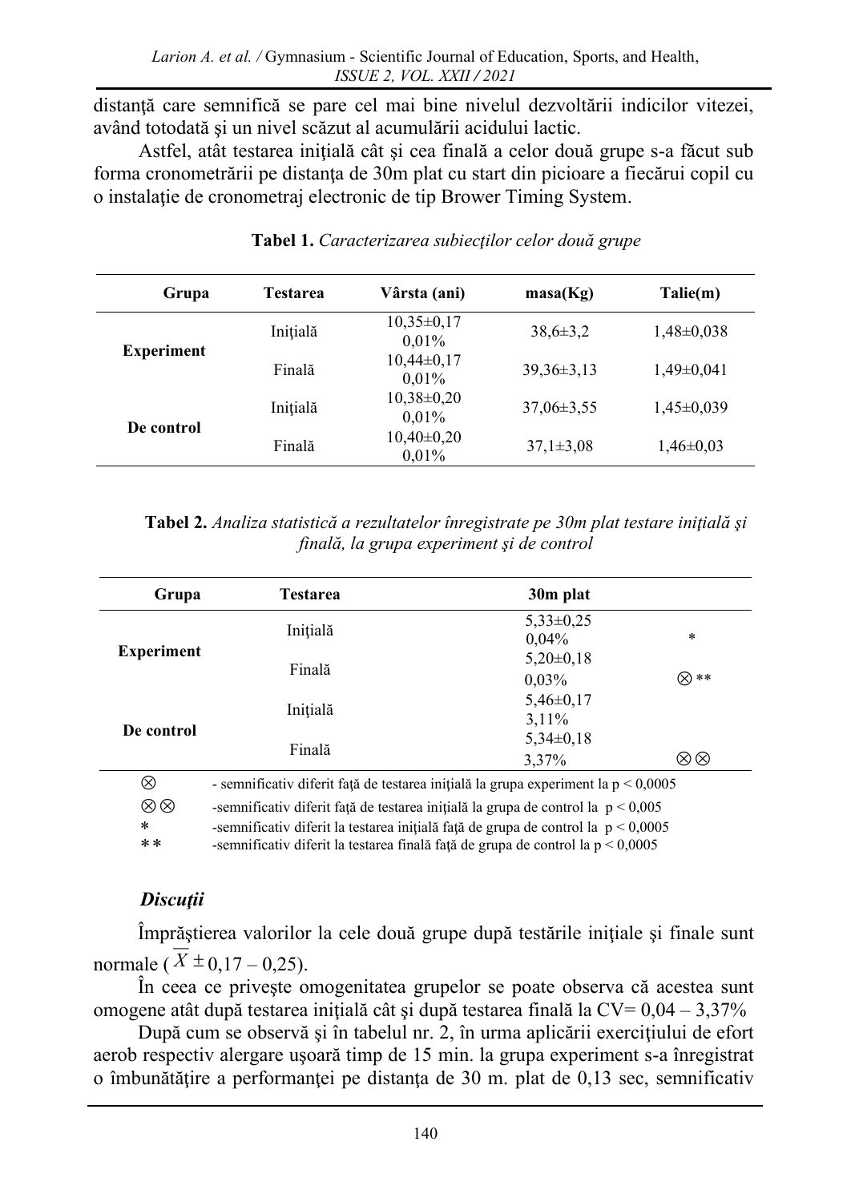distanţă care semnifică se pare cel mai bine nivelul dezvoltării indicilor vitezei, având totodată şi un nivel scăzut al acumulării acidului lactic.

Astfel, atât testarea iniţială cât şi cea finală a celor două grupe s-a făcut sub forma cronometrării pe distanţa de 30m plat cu start din picioare a fiecărui copil cu o instalaţie de cronometraj electronic de tip Brower Timing System.

**Tabel 1.** *Caracterizarea subiecţilor celor două grupe*

| Grupa | Testarea | Vârsta (ani) | masa(Kg) | Talie(m) |
|---|---|---|---|---|
| Experiment | Iniţială | 10,35±0,17 0,01% | 38,6±3,2 | 1,48±0,038 |
| | Finală | 10,44±0,17 0,01% | 39,36±3,13 | 1,49±0,041 |
| De control | Iniţială | 10,38±0,20 0,01% | 37,06±3,55 | 1,45±0,039 |
| | Finală | 10,40±0,20 0,01% | 37,1±3,08 | 1,46±0,03 |

**Tabel 2.** *Analiza statistică a rezultatelor înregistrate pe 30m plat testare iniţială şi finală, la grupa experiment şi de control*

| Grupa | Testarea | 30m plat | |
|---|---|---|---|
| Experiment | Iniţială | 5,33±0,25 0,04% | * |
| | Finală | 5,20±0,18 0,03% | ⊗ ** |
| De control | Iniţială | 5,46±0,17 3,11% | |
| | Finală | 5,34±0,18 3,37% | ⊗⊗ |

⊗ - semnificativ diferit faţă de testarea iniţială la grupa experiment la $p < 0,0005$

⊗⊗ -semnificativ diferit faţă de testarea iniţială la grupa de control la $p < 0,005$

\* -semnificativ diferit la testarea iniţială faţă de grupa de control la $p < 0,0005$

\*\* -semnificativ diferit la testarea finală faţă de grupa de control la $p < 0,0005$

### *Discuţii*

Împrăştierea valorilor la cele două grupe după testările iniţiale şi finale sunt normale ($\overline{X} \pm 0,17 - 0,25$).

În ceea ce priveşte omogenitatea grupelor se poate observa că acestea sunt omogene atât după testarea iniţială cât şi după testarea finală la CV= 0,04 – 3,37%

După cum se observă şi în tabelul nr. 2, în urma aplicării exerciţiului de efort aerob respectiv alergare uşoară timp de 15 min. la grupa experiment s-a înregistrat o îmbunătăţire a performanţei pe distanţa de 30 m. plat de 0,13 sec, semnificativ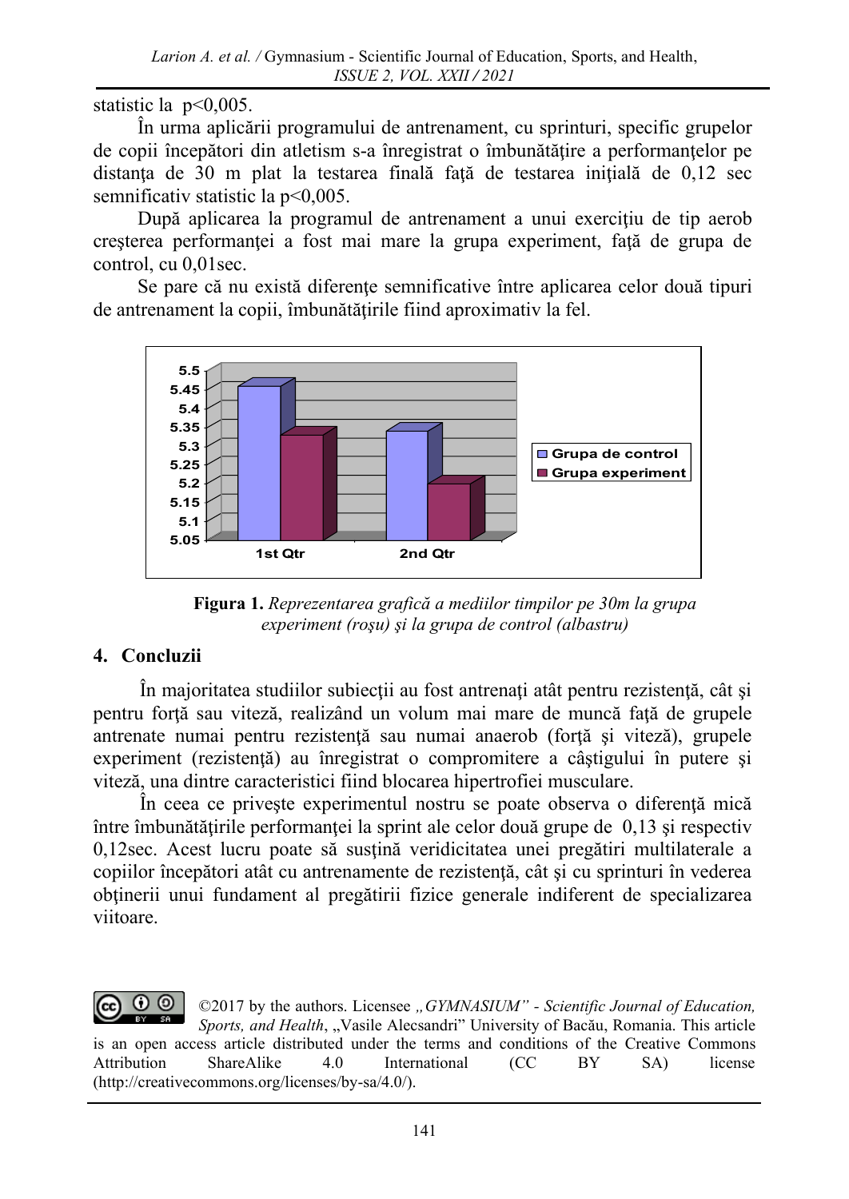statistic la p<0,005.

În urma aplicării programului de antrenament, cu sprinturi, specific grupelor de copii începători din atletism s-a înregistrat o îmbunătăţire a performanţelor pe distanţa de 30 m plat la testarea finală faţă de testarea iniţială de 0,12 sec semnificativ statistic la p<0,005.

După aplicarea la programul de antrenament a unui exerciţiu de tip aerob creşterea performanţei a fost mai mare la grupa experiment, faţă de grupa de control, cu 0,01sec.

Se pare că nu există diferenţe semnificative între aplicarea celor două tipuri de antrenament la copii, îmbunătăţirile fiind aproximativ la fel.

5.5
5.45
5.4
5.35
5.3
5.25
5.2
5.15
5.1
5.05

1st Qtr
2nd Qtr

Grupa de control
Grupa experiment

**Figura 1.** *Reprezentarea grafică a mediilor timpilor pe 30m la grupa experiment (roşu) şi la grupa de control (albastru)*

## 4. Concluzii

În majoritatea studiilor subiecţii au fost antrenaţi atât pentru rezistenţă, cât şi pentru forţă sau viteză, realizând un volum mai mare de muncă faţă de grupele antrenate numai pentru rezistenţă sau numai anaerob (forţă şi viteză), grupele experiment (rezistenţă) au înregistrat o compromitere a câştigului în putere şi viteză, una dintre caracteristici fiind blocarea hipertrofiei musculare.

În ceea ce priveşte experimentul nostru se poate observa o diferenţă mică între îmbunătăţirile performanţei la sprint ale celor două grupe de 0,13 şi respectiv 0,12sec. Acest lucru poate să susţină veridicitatea unei pregătiri multilaterale a copiilor începători atât cu antrenamente de rezistenţă, cât şi cu sprinturi în vederea obţinerii unui fundament al pregătirii fizice generale indiferent de specializarea viitoare.

©2017 by the authors. Licensee *„GYMNASIUM” - Scientific Journal of Education, Sports, and Health*, „Vasile Alecsandri” University of Bacău, Romania. This article is an open access article distributed under the terms and conditions of the Creative Commons Attribution ShareAlike 4.0 International (CC BY SA) license (http://creativecommons.org/licenses/by-sa/4.0/).